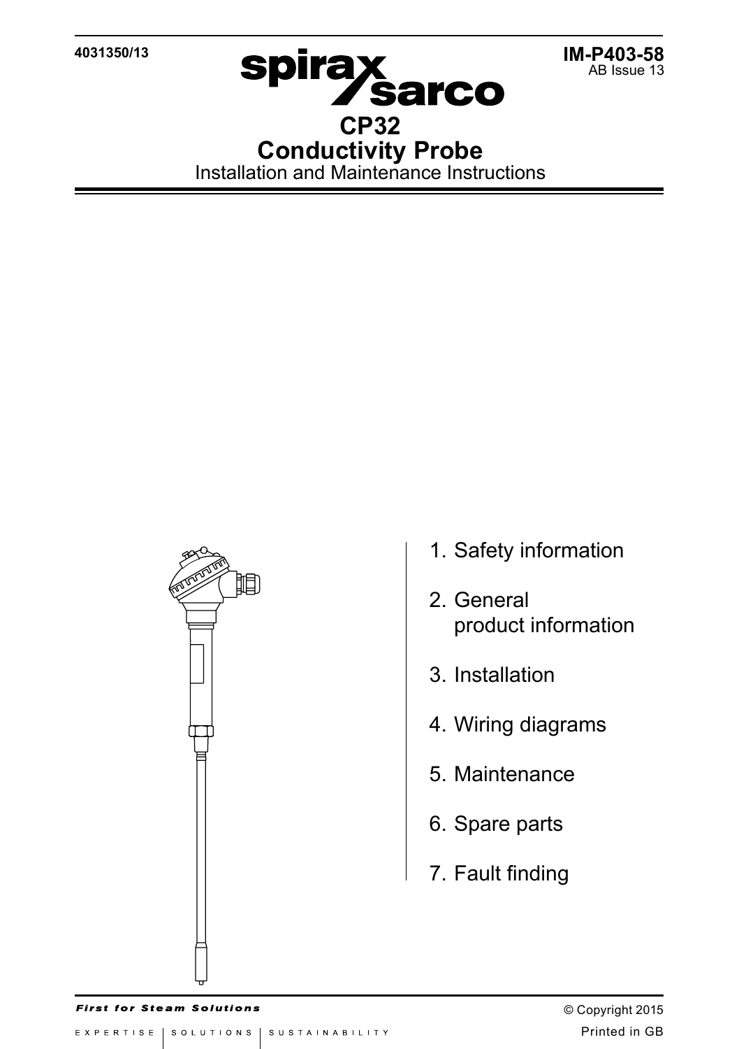4031350/13

IM-P403-58
AB Issue 13

# CP32
# Conductivity Probe

Installation and Maintenance Instructions

1. Safety information
2. General product information
3. Installation
4. Wiring diagrams
5. Maintenance
6. Spare parts
7. Fault finding

© Copyright 2015

Printed in GB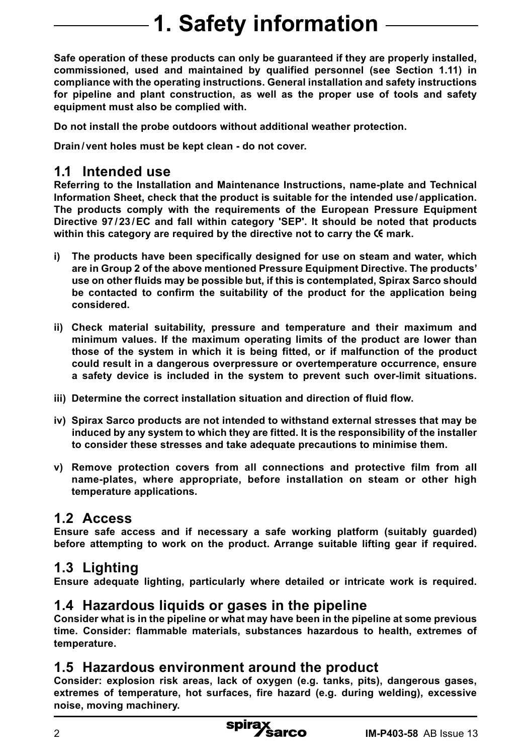# 1. Safety information

**Safe operation of these products can only be guaranteed if they are properly installed, commissioned, used and maintained by qualified personnel (see Section 1.11) in compliance with the operating instructions. General installation and safety instructions for pipeline and plant construction, as well as the proper use of tools and safety equipment must also be complied with.**

**Do not install the probe outdoors without additional weather protection.**

**Drain / vent holes must be kept clean - do not cover.**

## 1.1 Intended use

**Referring to the Installation and Maintenance Instructions, name-plate and Technical Information Sheet, check that the product is suitable for the intended use / application. The products comply with the requirements of the European Pressure Equipment Directive 97 / 23 / EC and fall within category 'SEP'. It should be noted that products within this category are required by the directive not to carry the CE mark.**

- **i) The products have been specifically designed for use on steam and water, which are in Group 2 of the above mentioned Pressure Equipment Directive. The products' use on other fluids may be possible but, if this is contemplated, Spirax Sarco should be contacted to confirm the suitability of the product for the application being considered.**
- **ii) Check material suitability, pressure and temperature and their maximum and minimum values. If the maximum operating limits of the product are lower than those of the system in which it is being fitted, or if malfunction of the product could result in a dangerous overpressure or overtemperature occurrence, ensure a safety device is included in the system to prevent such over-limit situations.**
- **iii) Determine the correct installation situation and direction of fluid flow.**
- **iv) Spirax Sarco products are not intended to withstand external stresses that may be induced by any system to which they are fitted. It is the responsibility of the installer to consider these stresses and take adequate precautions to minimise them.**
- **v) Remove protection covers from all connections and protective film from all name-plates, where appropriate, before installation on steam or other high temperature applications.**

## 1.2 Access

**Ensure safe access and if necessary a safe working platform (suitably guarded) before attempting to work on the product. Arrange suitable lifting gear if required.**

## 1.3 Lighting

**Ensure adequate lighting, particularly where detailed or intricate work is required.**

## 1.4 Hazardous liquids or gases in the pipeline

**Consider what is in the pipeline or what may have been in the pipeline at some previous time. Consider: flammable materials, substances hazardous to health, extremes of temperature.**

## 1.5 Hazardous environment around the product

**Consider: explosion risk areas, lack of oxygen (e.g. tanks, pits), dangerous gases, extremes of temperature, hot surfaces, fire hazard (e.g. during welding), excessive noise, moving machinery.**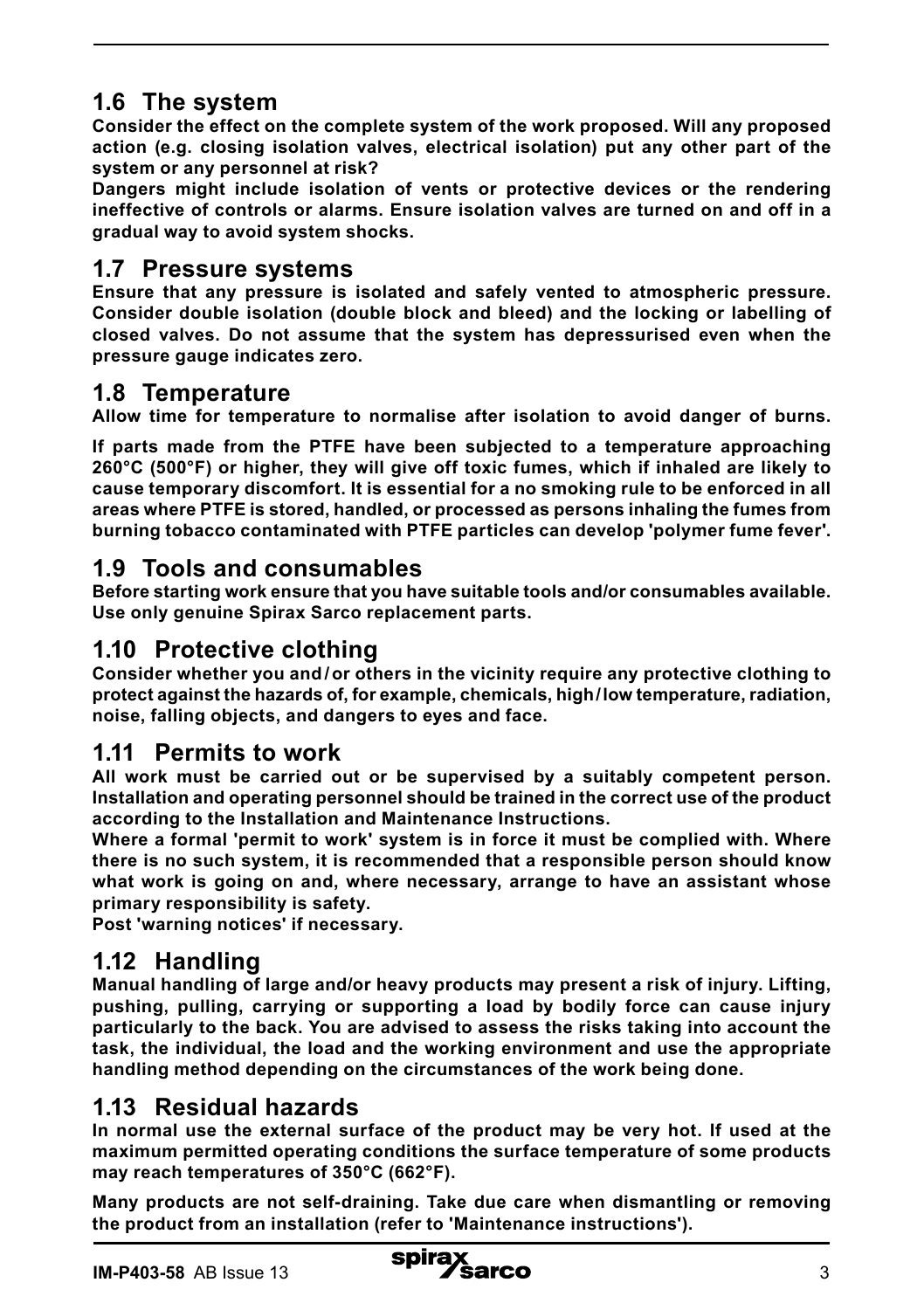## 1.6 The system

**Consider the effect on the complete system of the work proposed. Will any proposed action (e.g. closing isolation valves, electrical isolation) put any other part of the system or any personnel at risk?**

**Dangers might include isolation of vents or protective devices or the rendering ineffective of controls or alarms. Ensure isolation valves are turned on and off in a gradual way to avoid system shocks.**

## 1.7 Pressure systems

**Ensure that any pressure is isolated and safely vented to atmospheric pressure. Consider double isolation (double block and bleed) and the locking or labelling of closed valves. Do not assume that the system has depressurised even when the pressure gauge indicates zero.**

## 1.8 Temperature

**Allow time for temperature to normalise after isolation to avoid danger of burns.**

**If parts made from the PTFE have been subjected to a temperature approaching 260°C (500°F) or higher, they will give off toxic fumes, which if inhaled are likely to cause temporary discomfort. It is essential for a no smoking rule to be enforced in all areas where PTFE is stored, handled, or processed as persons inhaling the fumes from burning tobacco contaminated with PTFE particles can develop 'polymer fume fever'.**

## 1.9 Tools and consumables

**Before starting work ensure that you have suitable tools and/or consumables available. Use only genuine Spirax Sarco replacement parts.**

## 1.10 Protective clothing

**Consider whether you and/or others in the vicinity require any protective clothing to protect against the hazards of, for example, chemicals, high/low temperature, radiation, noise, falling objects, and dangers to eyes and face.**

## 1.11 Permits to work

**All work must be carried out or be supervised by a suitably competent person. Installation and operating personnel should be trained in the correct use of the product according to the Installation and Maintenance Instructions.**

**Where a formal 'permit to work' system is in force it must be complied with. Where there is no such system, it is recommended that a responsible person should know what work is going on and, where necessary, arrange to have an assistant whose primary responsibility is safety.**

**Post 'warning notices' if necessary.**

## 1.12 Handling

**Manual handling of large and/or heavy products may present a risk of injury. Lifting, pushing, pulling, carrying or supporting a load by bodily force can cause injury particularly to the back. You are advised to assess the risks taking into account the task, the individual, the load and the working environment and use the appropriate handling method depending on the circumstances of the work being done.**

## 1.13 Residual hazards

**In normal use the external surface of the product may be very hot. If used at the maximum permitted operating conditions the surface temperature of some products may reach temperatures of 350°C (662°F).**

**Many products are not self-draining. Take due care when dismantling or removing the product from an installation (refer to 'Maintenance instructions').**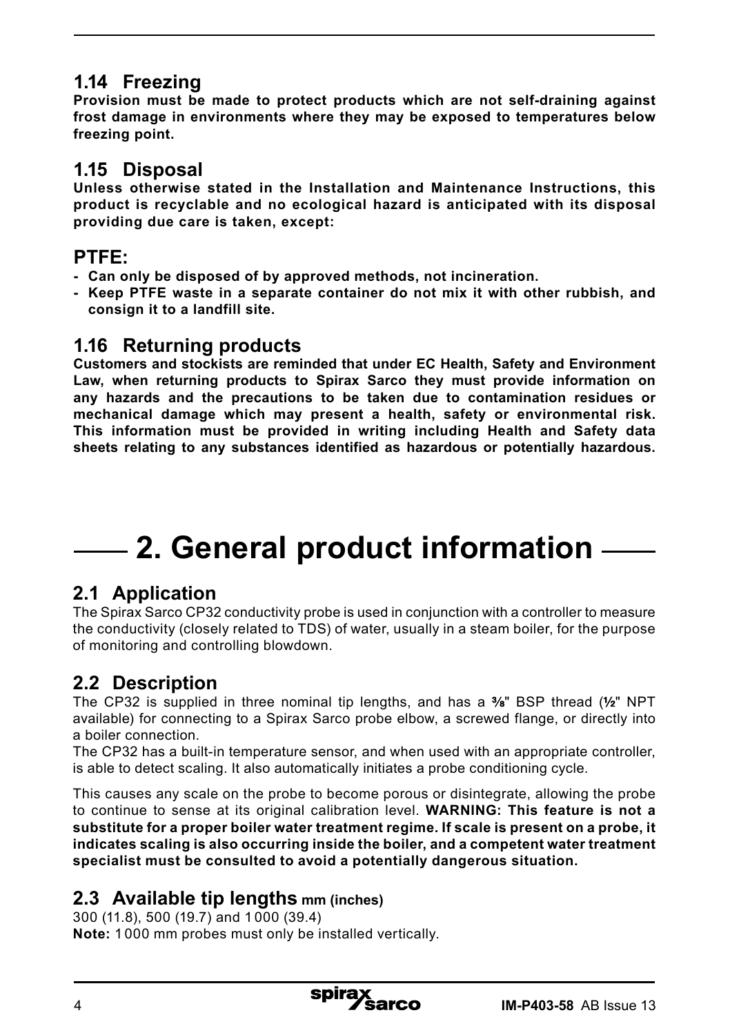### 1.14 Freezing

**Provision must be made to protect products which are not self-draining against frost damage in environments where they may be exposed to temperatures below freezing point.**

### 1.15 Disposal

**Unless otherwise stated in the Installation and Maintenance Instructions, this product is recyclable and no ecological hazard is anticipated with its disposal providing due care is taken, except:**

### PTFE:

- **Can only be disposed of by approved methods, not incineration.**
- **Keep PTFE waste in a separate container do not mix it with other rubbish, and consign it to a landfill site.**

### 1.16 Returning products

**Customers and stockists are reminded that under EC Health, Safety and Environment Law, when returning products to Spirax Sarco they must provide information on any hazards and the precautions to be taken due to contamination residues or mechanical damage which may present a health, safety or environmental risk. This information must be provided in writing including Health and Safety data sheets relating to any substances identified as hazardous or potentially hazardous.**

# 2. General product information

### 2.1 Application

The Spirax Sarco CP32 conductivity probe is used in conjunction with a controller to measure the conductivity (closely related to TDS) of water, usually in a steam boiler, for the purpose of monitoring and controlling blowdown.

### 2.2 Description

The CP32 is supplied in three nominal tip lengths, and has a ⅜" BSP thread (½" NPT available) for connecting to a Spirax Sarco probe elbow, a screwed flange, or directly into a boiler connection.

The CP32 has a built-in temperature sensor, and when used with an appropriate controller, is able to detect scaling. It also automatically initiates a probe conditioning cycle.

This causes any scale on the probe to become porous or disintegrate, allowing the probe to continue to sense at its original calibration level. **WARNING: This feature is not a substitute for a proper boiler water treatment regime. If scale is present on a probe, it indicates scaling is also occurring inside the boiler, and a competent water treatment specialist must be consulted to avoid a potentially dangerous situation.**

### 2.3 Available tip lengths mm (inches)

300 (11.8), 500 (19.7) and 1 000 (39.4)

**Note:** 1 000 mm probes must only be installed vertically.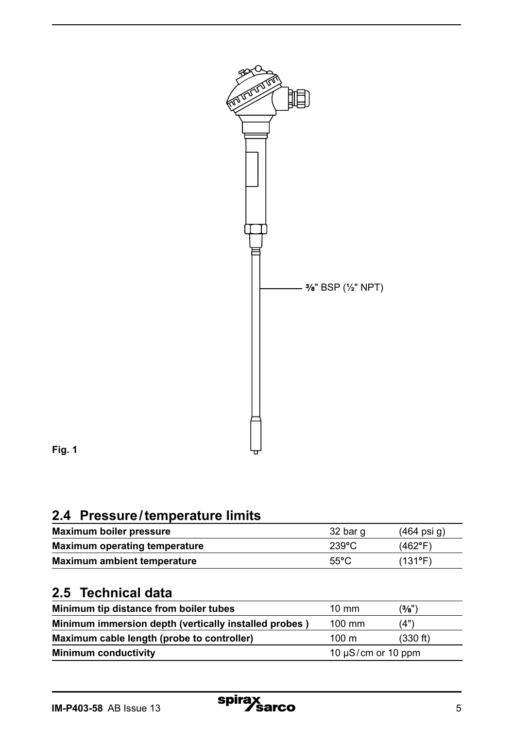⅜" BSP (½" NPT)

**Fig. 1**

## 2.4 Pressure / temperature limits

| | | |
|---|---|---|
| **Maximum boiler pressure** | 32 bar g | (464 psi g) |
| **Maximum operating temperature** | 239°C | (462°F) |
| **Maximum ambient temperature** | 55°C | (131°F) |

## 2.5 Technical data

| | | |
|---|---|---|
| **Minimum tip distance from boiler tubes** | 10 mm | (⅜") |
| **Minimum immersion depth (vertically installed probes )** | 100 mm | (4") |
| **Maximum cable length (probe to controller)** | 100 m | (330 ft) |
| **Minimum conductivity** | 10 µS / cm or 10 ppm | |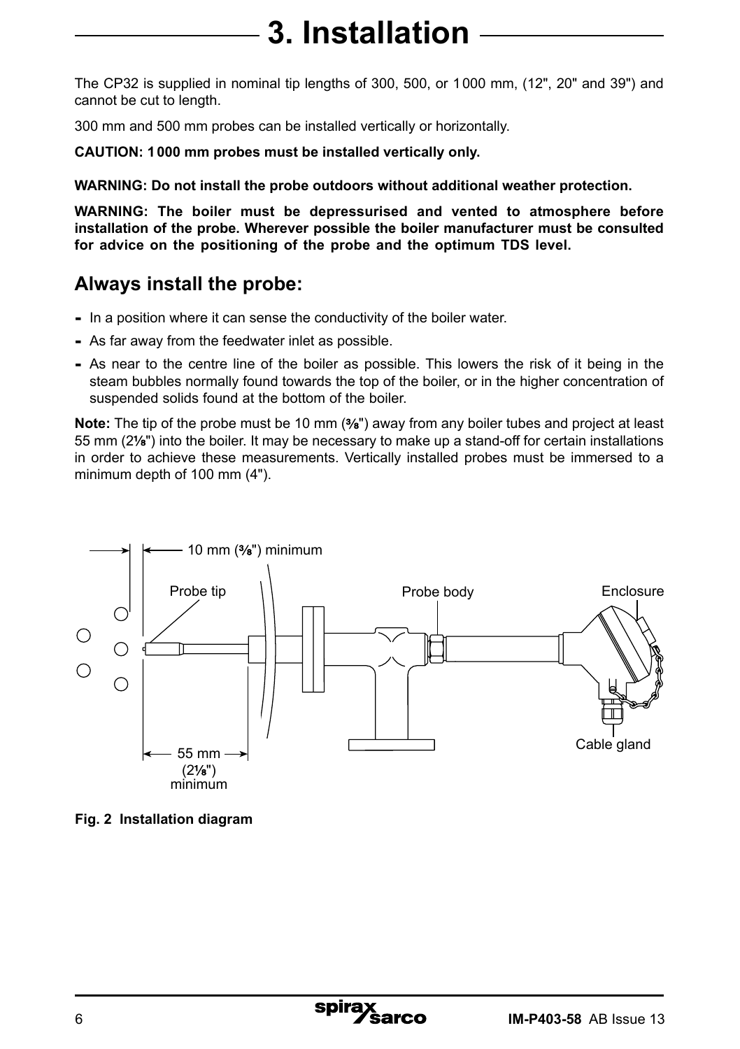# 3. Installation

The CP32 is supplied in nominal tip lengths of 300, 500, or 1000 mm, (12", 20" and 39") and cannot be cut to length.

300 mm and 500 mm probes can be installed vertically or horizontally.

**CAUTION: 1000 mm probes must be installed vertically only.**

**WARNING: Do not install the probe outdoors without additional weather protection.**

**WARNING: The boiler must be depressurised and vented to atmosphere before installation of the probe. Wherever possible the boiler manufacturer must be consulted for advice on the positioning of the probe and the optimum TDS level.**

## Always install the probe:

- In a position where it can sense the conductivity of the boiler water.
- As far away from the feedwater inlet as possible.
- As near to the centre line of the boiler as possible. This lowers the risk of it being in the steam bubbles normally found towards the top of the boiler, or in the higher concentration of suspended solids found at the bottom of the boiler.

**Note:** The tip of the probe must be 10 mm (⅜") away from any boiler tubes and project at least 55 mm (2⅛") into the boiler. It may be necessary to make up a stand-off for certain installations in order to achieve these measurements. Vertically installed probes must be immersed to a minimum depth of 100 mm (4").

10 mm (⅜") minimum

Probe tip

Probe body

Enclosure

Cable gland

55 mm (2⅛") minimum

**Fig. 2 Installation diagram**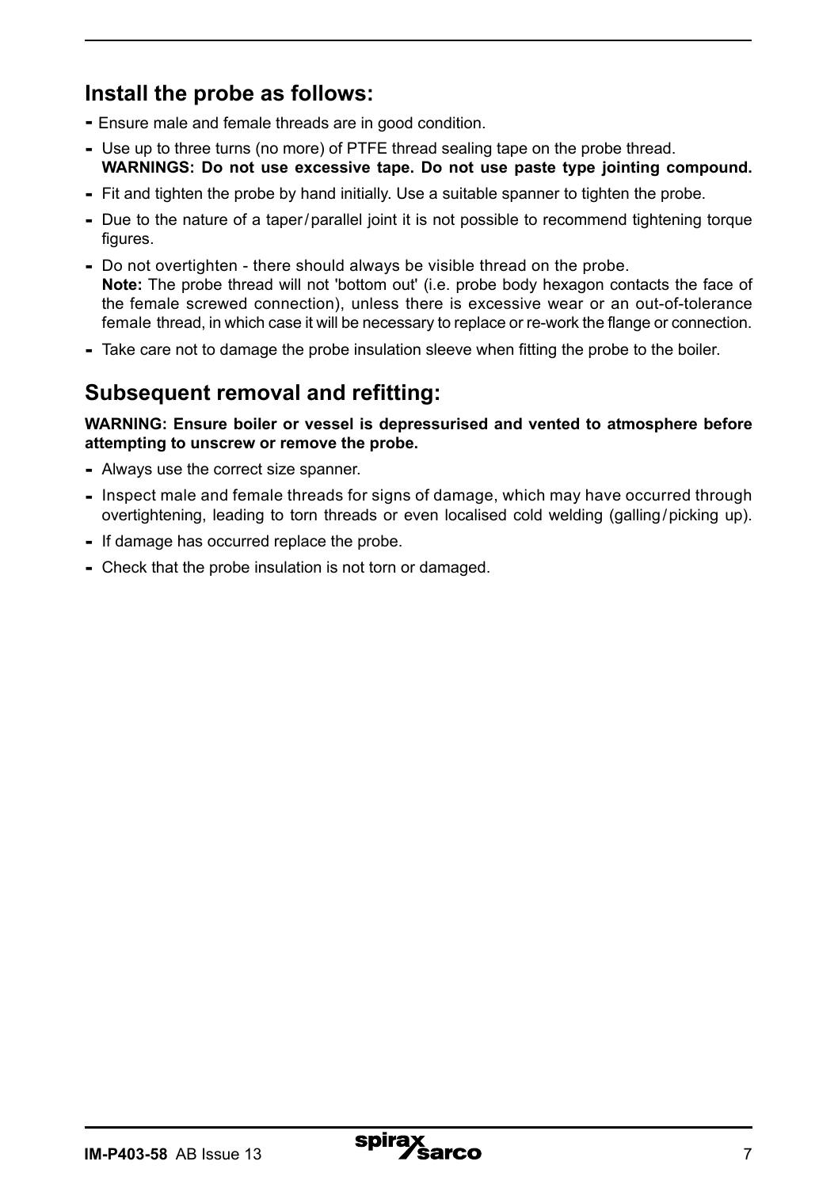## Install the probe as follows:

- Ensure male and female threads are in good condition.
- Use up to three turns (no more) of PTFE thread sealing tape on the probe thread.
  **WARNINGS: Do not use excessive tape. Do not use paste type jointing compound.**
- Fit and tighten the probe by hand initially. Use a suitable spanner to tighten the probe.
- Due to the nature of a taper/parallel joint it is not possible to recommend tightening torque figures.
- Do not overtighten - there should always be visible thread on the probe.
  **Note:** The probe thread will not 'bottom out' (i.e. probe body hexagon contacts the face of the female screwed connection), unless there is excessive wear or an out-of-tolerance female thread, in which case it will be necessary to replace or re-work the flange or connection.
- Take care not to damage the probe insulation sleeve when fitting the probe to the boiler.

## Subsequent removal and refitting:

**WARNING: Ensure boiler or vessel is depressurised and vented to atmosphere before attempting to unscrew or remove the probe.**

- Always use the correct size spanner.
- Inspect male and female threads for signs of damage, which may have occurred through overtightening, leading to torn threads or even localised cold welding (galling/picking up).
- If damage has occurred replace the probe.
- Check that the probe insulation is not torn or damaged.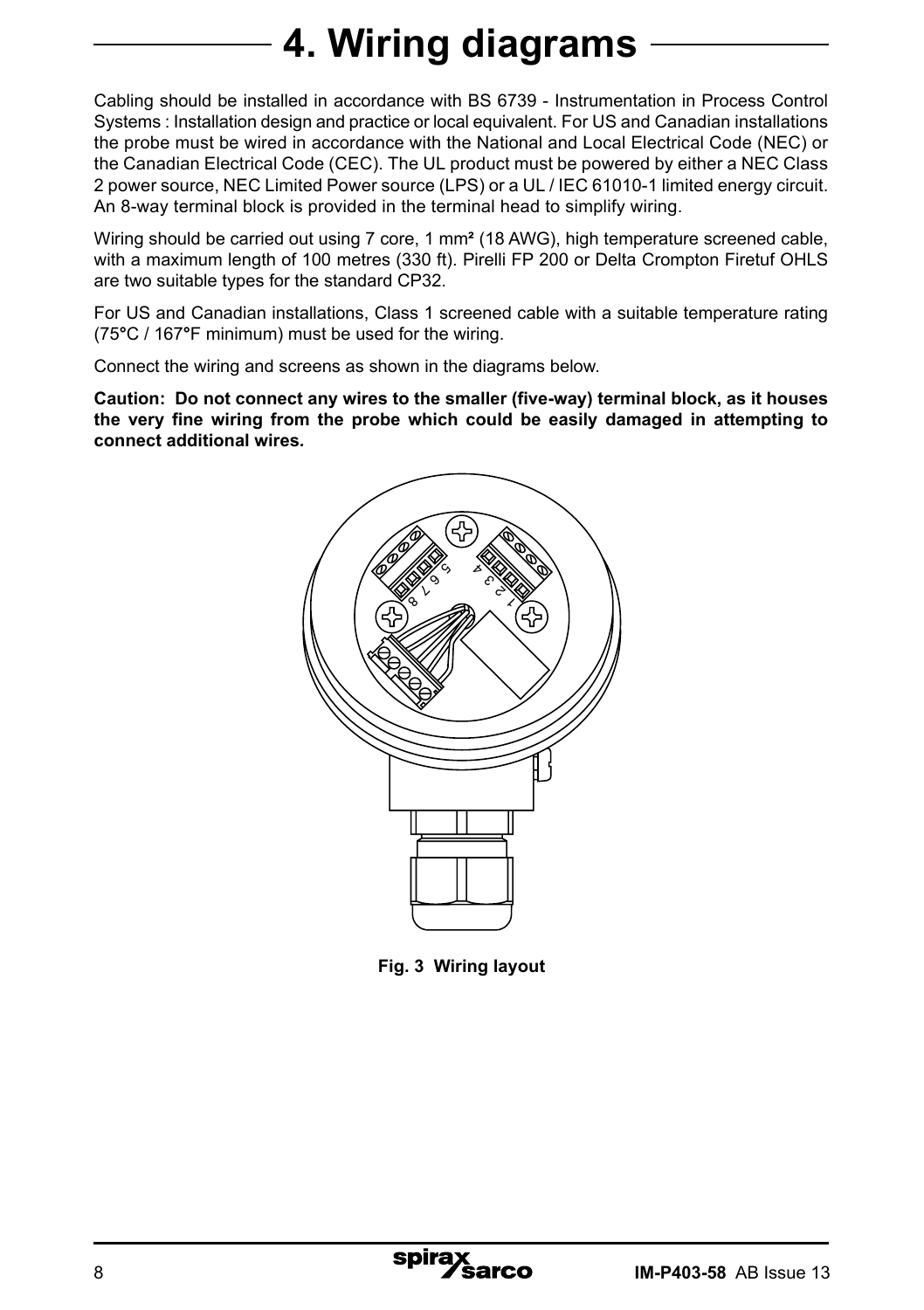# 4. Wiring diagrams

Cabling should be installed in accordance with BS 6739 - Instrumentation in Process Control Systems : Installation design and practice or local equivalent. For US and Canadian installations the probe must be wired in accordance with the National and Local Electrical Code (NEC) or the Canadian Electrical Code (CEC). The UL product must be powered by either a NEC Class 2 power source, NEC Limited Power source (LPS) or a UL / IEC 61010-1 limited energy circuit. An 8-way terminal block is provided in the terminal head to simplify wiring.

Wiring should be carried out using 7 core, 1 mm² (18 AWG), high temperature screened cable, with a maximum length of 100 metres (330 ft). Pirelli FP 200 or Delta Crompton Firetuf OHLS are two suitable types for the standard CP32.

For US and Canadian installations, Class 1 screened cable with a suitable temperature rating (75°C / 167°F minimum) must be used for the wiring.

Connect the wiring and screens as shown in the diagrams below.

**Caution: Do not connect any wires to the smaller (five-way) terminal block, as it houses the very fine wiring from the probe which could be easily damaged in attempting to connect additional wires.**

**Fig. 3 Wiring layout**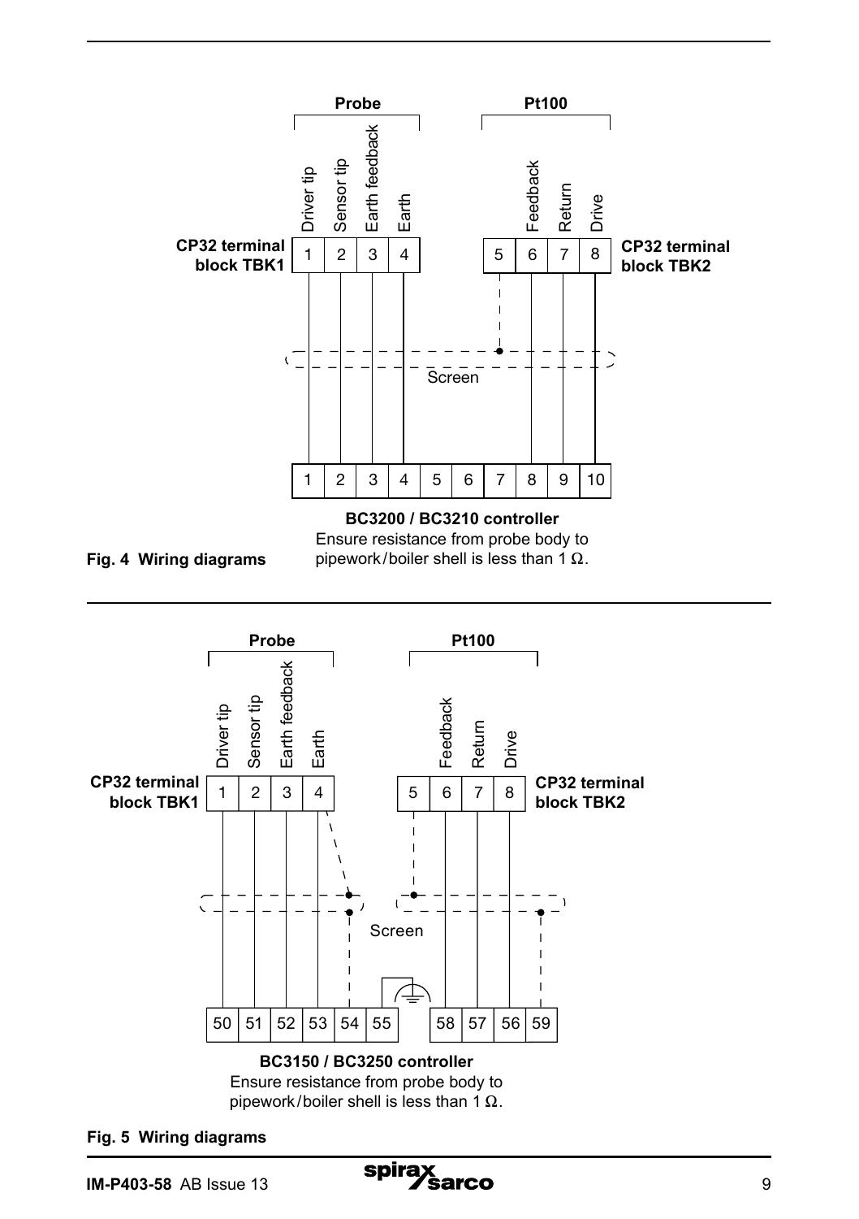**Probe** | **Pt100**

Driver tip, Sensor tip, Earth feedback, Earth | Feedback, Return, Drive

**CP32 terminal block TBK1**: 1, 2, 3, 4

**CP32 terminal block TBK2**: 5, 6, 7, 8

Screen

1 | 2 | 3 | 4 | 5 | 6 | 7 | 8 | 9 | 10

**BC3200 / BC3210 controller**

Ensure resistance from probe body to pipework/boiler shell is less than 1 Ω.

**Fig. 4 Wiring diagrams**

---

**Probe** | **Pt100**

Driver tip, Sensor tip, Earth feedback, Earth | Feedback, Return, Drive

**CP32 terminal block TBK1**: 1, 2, 3, 4

**CP32 terminal block TBK2**: 5, 6, 7, 8

Screen

50 | 51 | 52 | 53 | 54 | 55 | 58 | 57 | 56 | 59

**BC3150 / BC3250 controller**

Ensure resistance from probe body to pipework/boiler shell is less than 1 Ω.

**Fig. 5 Wiring diagrams**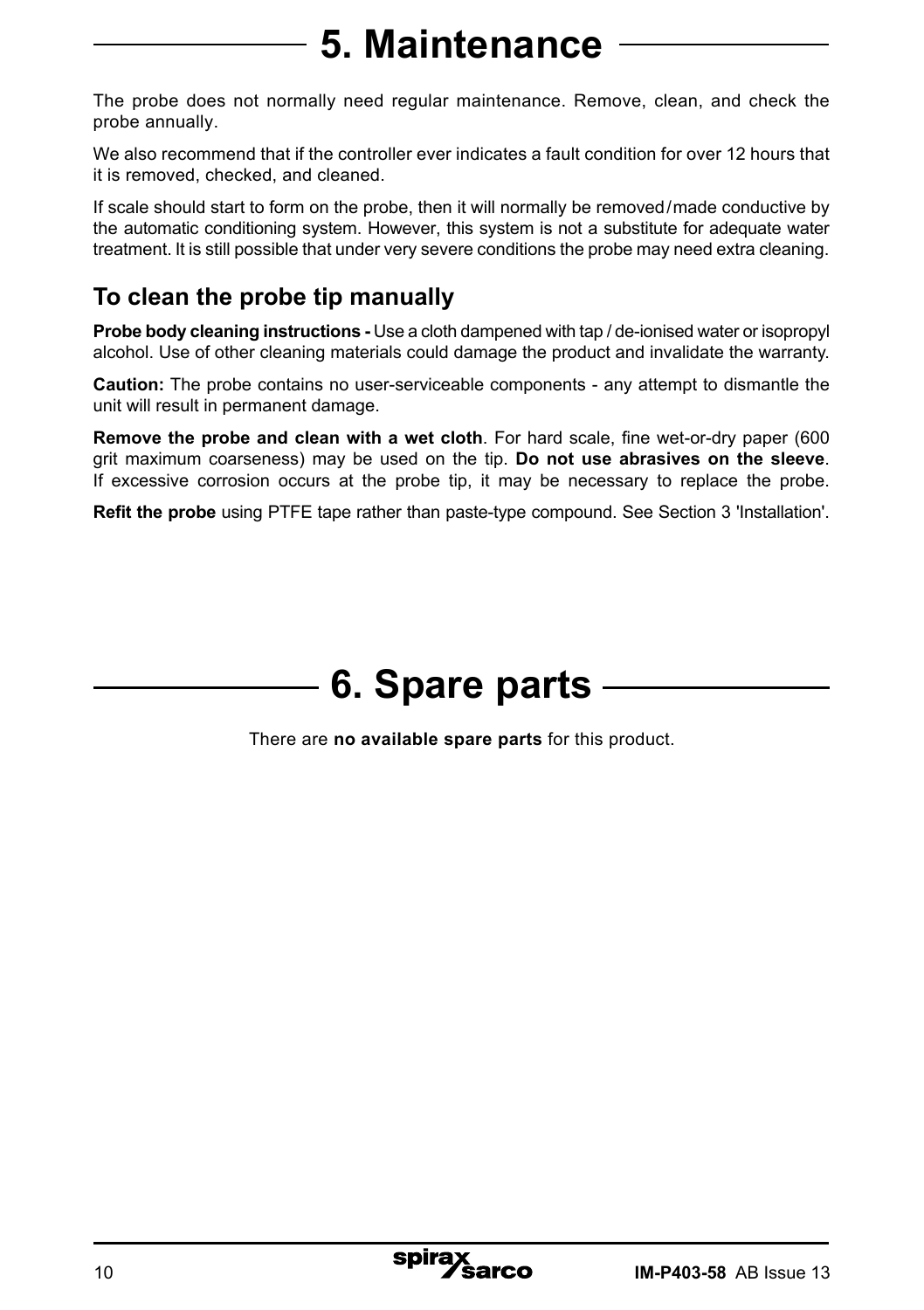# 5. Maintenance

The probe does not normally need regular maintenance. Remove, clean, and check the probe annually.

We also recommend that if the controller ever indicates a fault condition for over 12 hours that it is removed, checked, and cleaned.

If scale should start to form on the probe, then it will normally be removed/made conductive by the automatic conditioning system. However, this system is not a substitute for adequate water treatment. It is still possible that under very severe conditions the probe may need extra cleaning.

## To clean the probe tip manually

**Probe body cleaning instructions -** Use a cloth dampened with tap / de-ionised water or isopropyl alcohol. Use of other cleaning materials could damage the product and invalidate the warranty.

**Caution:** The probe contains no user-serviceable components - any attempt to dismantle the unit will result in permanent damage.

**Remove the probe and clean with a wet cloth**. For hard scale, fine wet-or-dry paper (600 grit maximum coarseness) may be used on the tip. **Do not use abrasives on the sleeve**. If excessive corrosion occurs at the probe tip, it may be necessary to replace the probe.

**Refit the probe** using PTFE tape rather than paste-type compound. See Section 3 'Installation'.

# 6. Spare parts

There are **no available spare parts** for this product.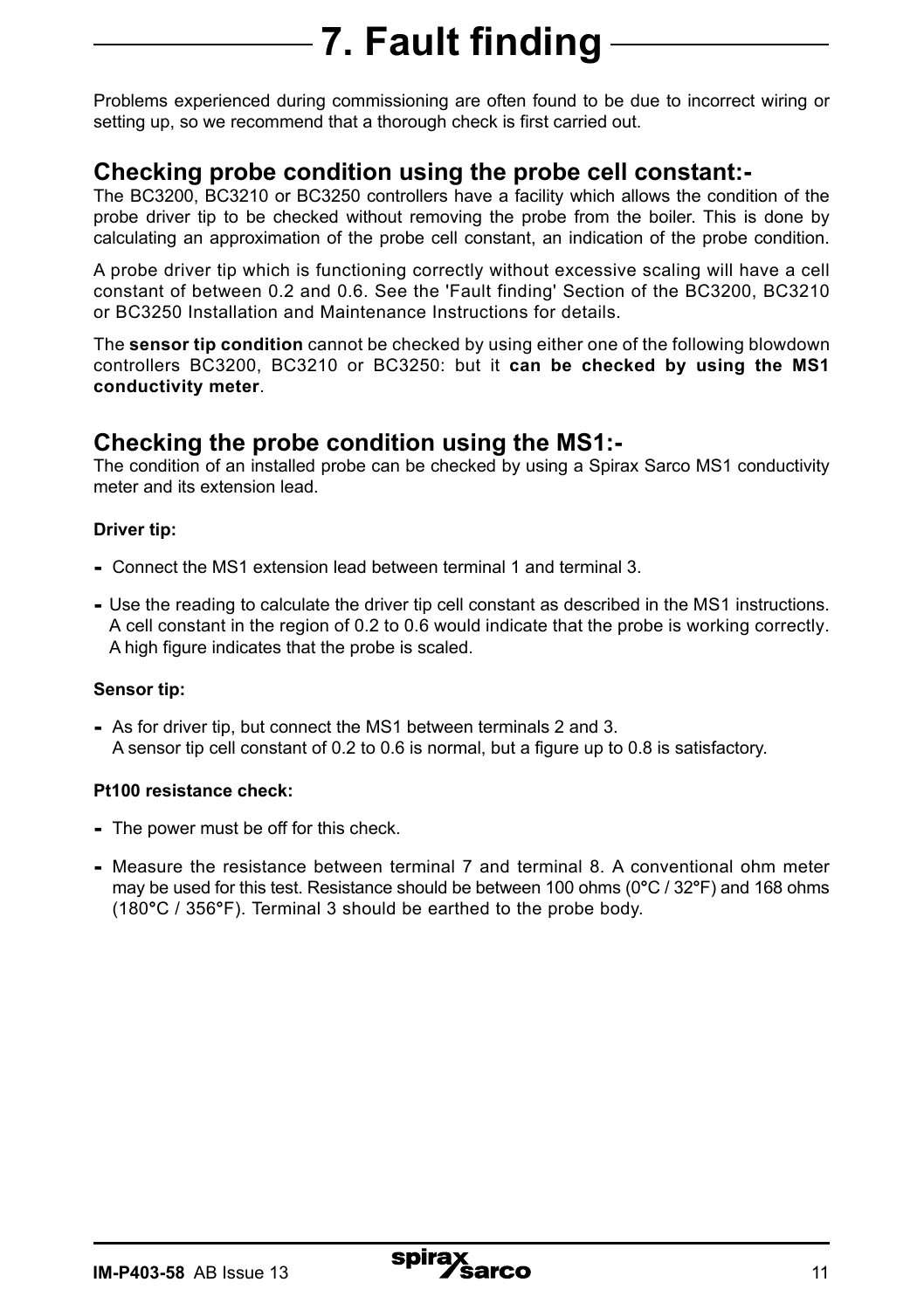# 7. Fault finding

Problems experienced during commissioning are often found to be due to incorrect wiring or setting up, so we recommend that a thorough check is first carried out.

## Checking probe condition using the probe cell constant:-

The BC3200, BC3210 or BC3250 controllers have a facility which allows the condition of the probe driver tip to be checked without removing the probe from the boiler. This is done by calculating an approximation of the probe cell constant, an indication of the probe condition.

A probe driver tip which is functioning correctly without excessive scaling will have a cell constant of between 0.2 and 0.6. See the 'Fault finding' Section of the BC3200, BC3210 or BC3250 Installation and Maintenance Instructions for details.

The **sensor tip condition** cannot be checked by using either one of the following blowdown controllers BC3200, BC3210 or BC3250: but it **can be checked by using the MS1 conductivity meter**.

## Checking the probe condition using the MS1:-

The condition of an installed probe can be checked by using a Spirax Sarco MS1 conductivity meter and its extension lead.

**Driver tip:**

- Connect the MS1 extension lead between terminal 1 and terminal 3.
- Use the reading to calculate the driver tip cell constant as described in the MS1 instructions. A cell constant in the region of 0.2 to 0.6 would indicate that the probe is working correctly. A high figure indicates that the probe is scaled.

**Sensor tip:**

- As for driver tip, but connect the MS1 between terminals 2 and 3. A sensor tip cell constant of 0.2 to 0.6 is normal, but a figure up to 0.8 is satisfactory.

**Pt100 resistance check:**

- The power must be off for this check.
- Measure the resistance between terminal 7 and terminal 8. A conventional ohm meter may be used for this test. Resistance should be between 100 ohms (0°C / 32°F) and 168 ohms (180°C / 356°F). Terminal 3 should be earthed to the probe body.